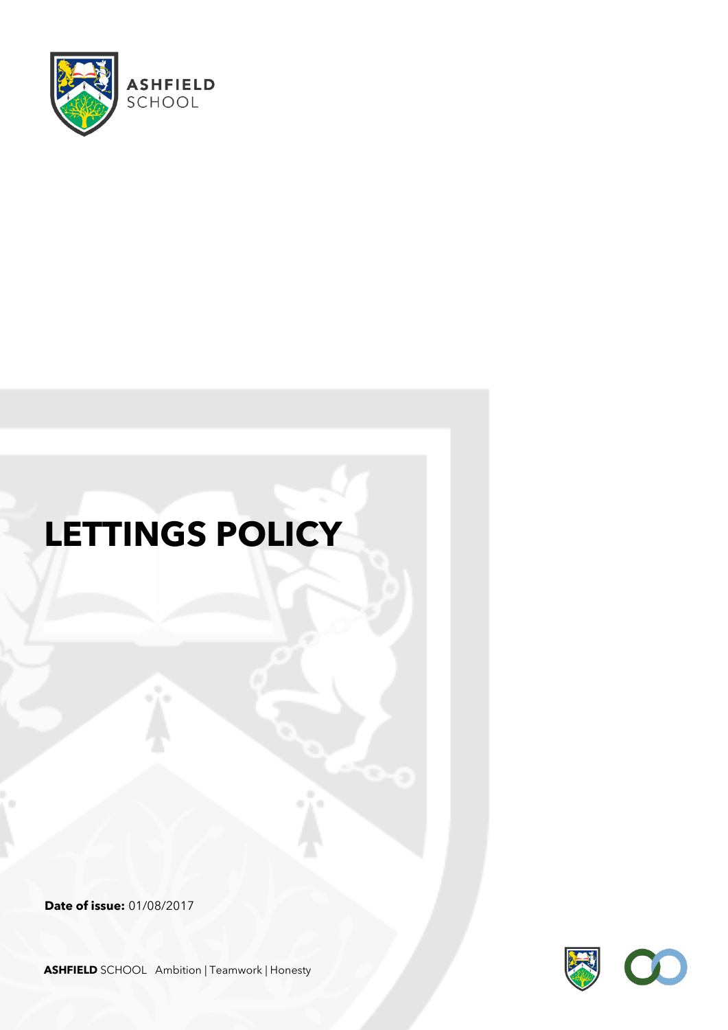ASHFIELD SCHOOL

# LETTINGS POLICY

**Date of issue:** 01/08/2017

**ASHFIELD** SCHOOL Ambition | Teamwork | Honesty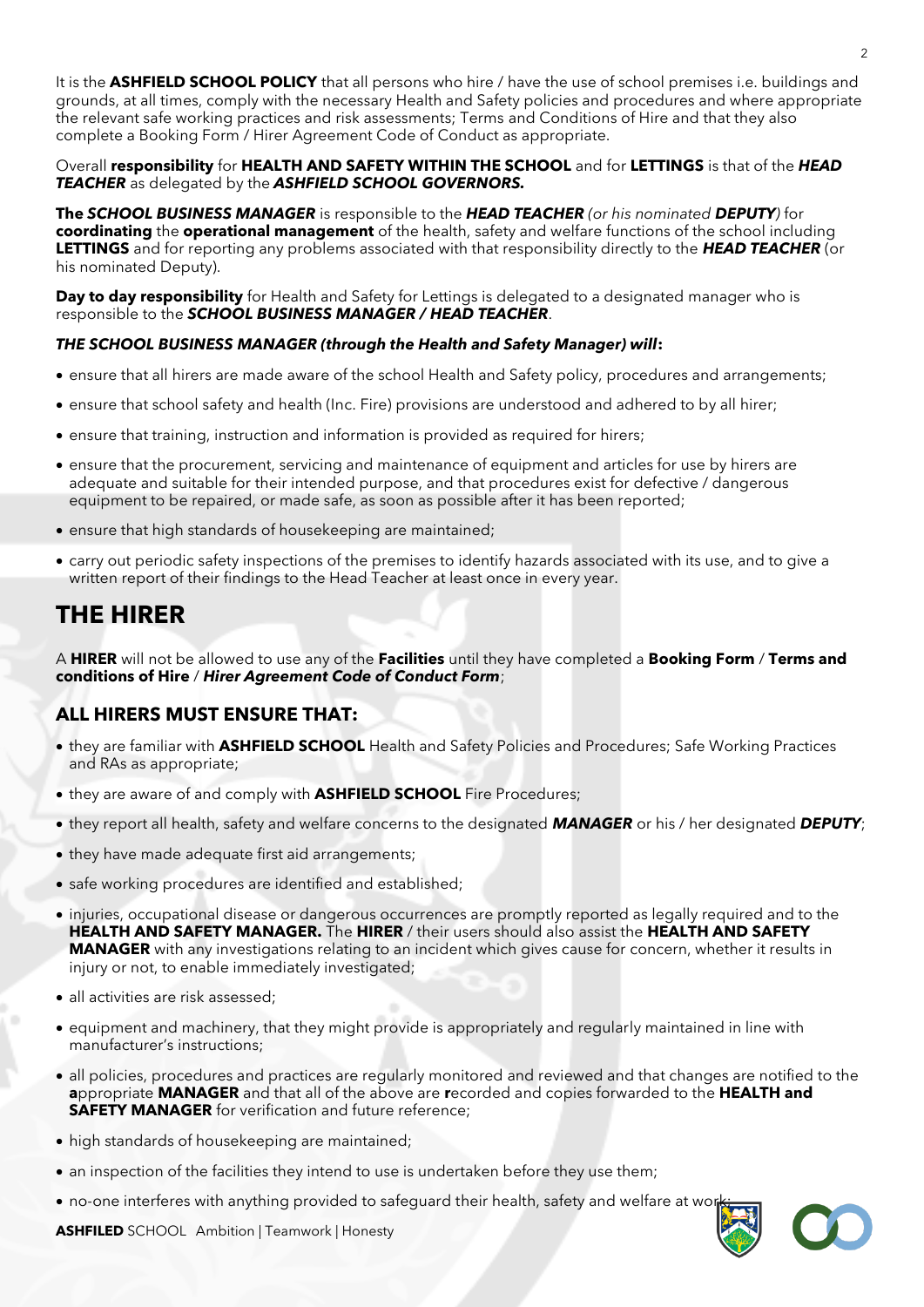It is the **ASHFIELD SCHOOL POLICY** that all persons who hire / have the use of school premises i.e. buildings and grounds, at all times, comply with the necessary Health and Safety policies and procedures and where appropriate the relevant safe working practices and risk assessments; Terms and Conditions of Hire and that they also complete a Booking Form / Hirer Agreement Code of Conduct as appropriate.

Overall **responsibility** for **HEALTH AND SAFETY WITHIN THE SCHOOL** and for **LETTINGS** is that of the ***HEAD TEACHER*** as delegated by the ***ASHFIELD SCHOOL GOVERNORS.***

**The *SCHOOL BUSINESS MANAGER*** is responsible to the ***HEAD TEACHER*** *(or his nominated **DEPUTY**)* for **coordinating** the **operational management** of the health, safety and welfare functions of the school including **LETTINGS** and for reporting any problems associated with that responsibility directly to the ***HEAD TEACHER*** (or his nominated Deputy).

**Day to day responsibility** for Health and Safety for Lettings is delegated to a designated manager who is responsible to the ***SCHOOL BUSINESS MANAGER / HEAD TEACHER***.

***THE SCHOOL BUSINESS MANAGER (through the Health and Safety Manager) will*:**

- ensure that all hirers are made aware of the school Health and Safety policy, procedures and arrangements;
- ensure that school safety and health (Inc. Fire) provisions are understood and adhered to by all hirer;
- ensure that training, instruction and information is provided as required for hirers;
- ensure that the procurement, servicing and maintenance of equipment and articles for use by hirers are adequate and suitable for their intended purpose, and that procedures exist for defective / dangerous equipment to be repaired, or made safe, as soon as possible after it has been reported;
- ensure that high standards of housekeeping are maintained;
- carry out periodic safety inspections of the premises to identify hazards associated with its use, and to give a written report of their findings to the Head Teacher at least once in every year.

# THE HIRER

A **HIRER** will not be allowed to use any of the **Facilities** until they have completed a **Booking Form** / **Terms and conditions of Hire** / ***Hirer Agreement Code of Conduct Form***;

## ALL HIRERS MUST ENSURE THAT:

- they are familiar with **ASHFIELD SCHOOL** Health and Safety Policies and Procedures; Safe Working Practices and RAs as appropriate;
- they are aware of and comply with **ASHFIELD SCHOOL** Fire Procedures;
- they report all health, safety and welfare concerns to the designated ***MANAGER*** or his / her designated ***DEPUTY***;
- they have made adequate first aid arrangements;
- safe working procedures are identified and established;
- injuries, occupational disease or dangerous occurrences are promptly reported as legally required and to the **HEALTH AND SAFETY MANAGER.** The **HIRER** / their users should also assist the **HEALTH AND SAFETY MANAGER** with any investigations relating to an incident which gives cause for concern, whether it results in injury or not, to enable immediately investigated;
- all activities are risk assessed;
- equipment and machinery, that they might provide is appropriately and regularly maintained in line with manufacturer's instructions;
- all policies, procedures and practices are regularly monitored and reviewed and that changes are notified to the **a**ppropriate **MANAGER** and that all of the above are **r**ecorded and copies forwarded to the **HEALTH and SAFETY MANAGER** for verification and future reference;
- high standards of housekeeping are maintained;
- an inspection of the facilities they intend to use is undertaken before they use them;
- no-one interferes with anything provided to safeguard their health, safety and welfare at work;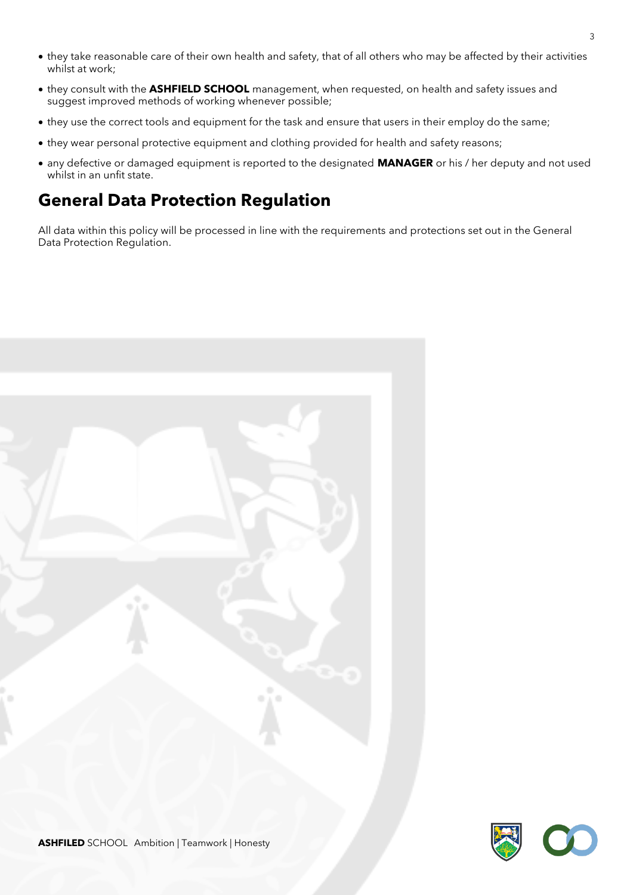- they take reasonable care of their own health and safety, that of all others who may be affected by their activities whilst at work;
- they consult with the **ASHFIELD SCHOOL** management, when requested, on health and safety issues and suggest improved methods of working whenever possible;
- they use the correct tools and equipment for the task and ensure that users in their employ do the same;
- they wear personal protective equipment and clothing provided for health and safety reasons;
- any defective or damaged equipment is reported to the designated **MANAGER** or his / her deputy and not used whilst in an unfit state.

## General Data Protection Regulation

All data within this policy will be processed in line with the requirements and protections set out in the General Data Protection Regulation.